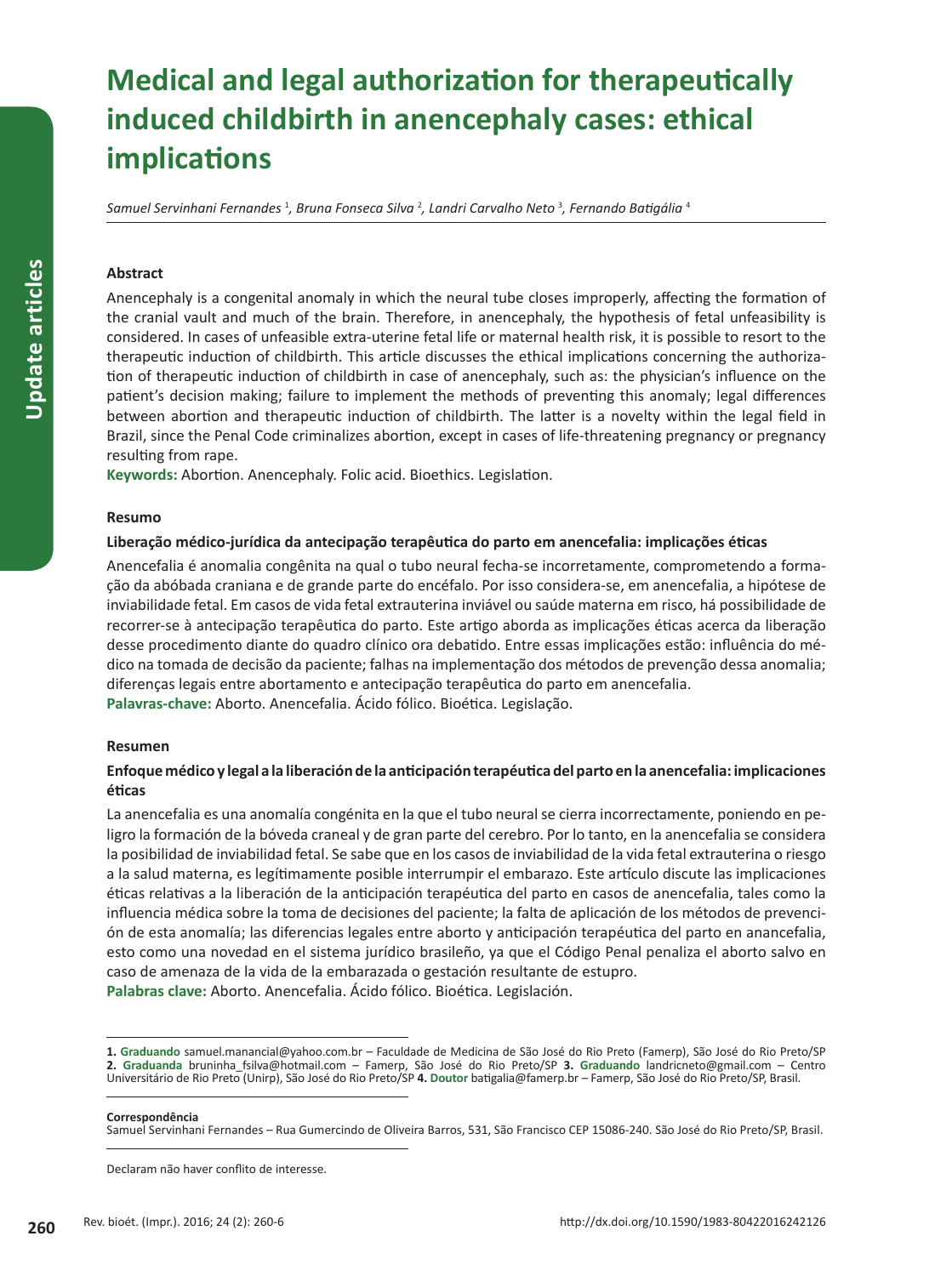# Medical and legal authorization for therapeutically induced childbirth in anencephaly cases: ethical implications

*Samuel Servinhani Fernandes* [1], *Bruna Fonseca Silva* [2], *Landri Carvalho Neto* [3], *Fernando Batigália* [4]

### Abstract

Anencephaly is a congenital anomaly in which the neural tube closes improperly, affecting the formation of the cranial vault and much of the brain. Therefore, in anencephaly, the hypothesis of fetal unfeasibility is considered. In cases of unfeasible extra-uterine fetal life or maternal health risk, it is possible to resort to the therapeutic induction of childbirth. This article discusses the ethical implications concerning the authorization of therapeutic induction of childbirth in case of anencephaly, such as: the physician's influence on the patient's decision making; failure to implement the methods of preventing this anomaly; legal differences between abortion and therapeutic induction of childbirth. The latter is a novelty within the legal field in Brazil, since the Penal Code criminalizes abortion, except in cases of life-threatening pregnancy or pregnancy resulting from rape.

**Keywords:** Abortion. Anencephaly. Folic acid. Bioethics. Legislation.

### Resumo

**Liberação médico-jurídica da antecipação terapêutica do parto em anencefalia: implicações éticas**

Anencefalia é anomalia congênita na qual o tubo neural fecha-se incorretamente, comprometendo a formação da abóbada craniana e de grande parte do encéfalo. Por isso considera-se, em anencefalia, a hipótese de inviabilidade fetal. Em casos de vida fetal extrauterina inviável ou saúde materna em risco, há possibilidade de recorrer-se à antecipação terapêutica do parto. Este artigo aborda as implicações éticas acerca da liberação desse procedimento diante do quadro clínico ora debatido. Entre essas implicações estão: influência do médico na tomada de decisão da paciente; falhas na implementação dos métodos de prevenção dessa anomalia; diferenças legais entre abortamento e antecipação terapêutica do parto em anencefalia.

**Palavras-chave:** Aborto. Anencefalia. Ácido fólico. Bioética. Legislação.

### Resumen

**Enfoque médico y legal a la liberación de la anticipación terapéutica del parto en la anencefalia: implicaciones éticas**

La anencefalia es una anomalía congénita en la que el tubo neural se cierra incorrectamente, poniendo en peligro la formación de la bóveda craneal y de gran parte del cerebro. Por lo tanto, en la anencefalia se considera la posibilidad de inviabilidad fetal. Se sabe que en los casos de inviabilidad de la vida fetal extrauterina o riesgo a la salud materna, es legítimamente posible interrumpir el embarazo. Este artículo discute las implicaciones éticas relativas a la liberación de la anticipación terapéutica del parto en casos de anencefalia, tales como la influencia médica sobre la toma de decisiones del paciente; la falta de aplicación de los métodos de prevención de esta anomalía; las diferencias legales entre aborto y anticipación terapéutica del parto en anancefalia, esto como una novedad en el sistema jurídico brasileño, ya que el Código Penal penaliza el aborto salvo en caso de amenaza de la vida de la embarazada o gestación resultante de estupro.

**Palabras clave:** Aborto. Anencefalia. Ácido fólico. Bioética. Legislación.

---

**1. Graduando** samuel.manancial@yahoo.com.br – Faculdade de Medicina de São José do Rio Preto (Famerp), São José do Rio Preto/SP **2. Graduanda** bruninha_fsilva@hotmail.com – Famerp, São José do Rio Preto/SP **3. Graduando** landricneto@gmail.com – Centro Universitário de Rio Preto (Unirp), São José do Rio Preto/SP **4. Doutor** batigalia@famerp.br – Famerp, São José do Rio Preto/SP, Brasil.

**Correspondência**
Samuel Servinhani Fernandes – Rua Gumercindo de Oliveira Barros, 531, São Francisco CEP 15086-240. São José do Rio Preto/SP, Brasil.

Declaram não haver conflito de interesse.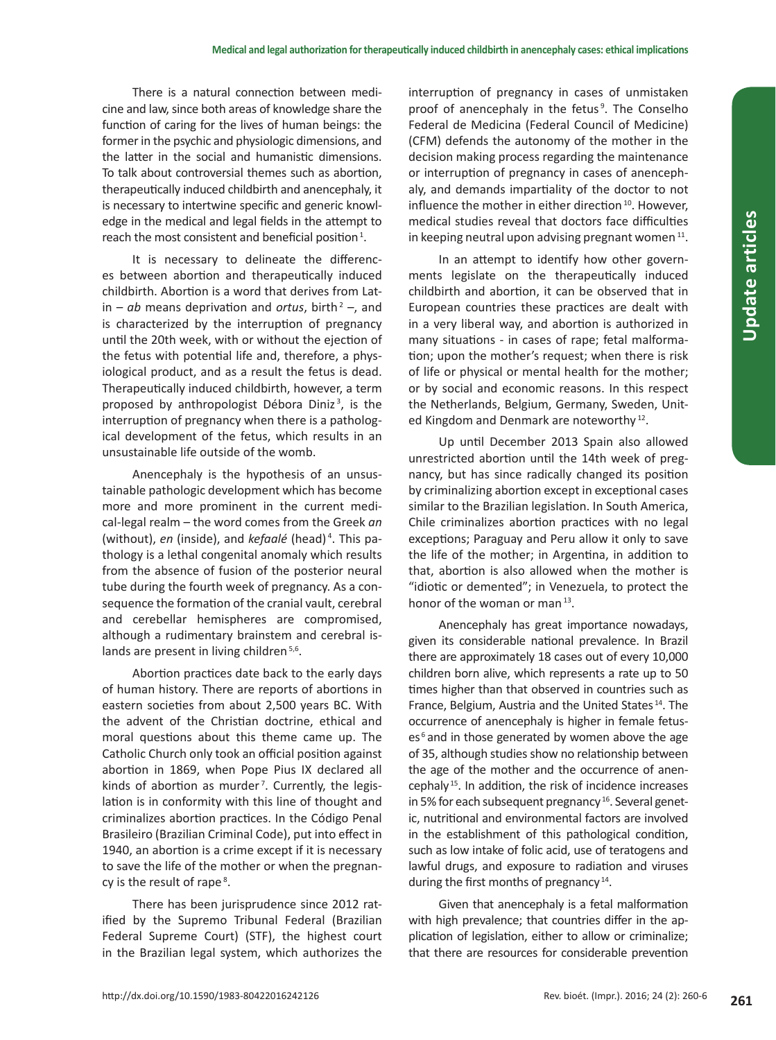There is a natural connection between medicine and law, since both areas of knowledge share the function of caring for the lives of human beings: the former in the psychic and physiologic dimensions, and the latter in the social and humanistic dimensions. To talk about controversial themes such as abortion, therapeutically induced childbirth and anencephaly, it is necessary to intertwine specific and generic knowledge in the medical and legal fields in the attempt to reach the most consistent and beneficial position [1].

It is necessary to delineate the differences between abortion and therapeutically induced childbirth. Abortion is a word that derives from Latin – *ab* means deprivation and *ortus*, birth [2] –, and is characterized by the interruption of pregnancy until the 20th week, with or without the ejection of the fetus with potential life and, therefore, a physiological product, and as a result the fetus is dead. Therapeutically induced childbirth, however, a term proposed by anthropologist Débora Diniz [3], is the interruption of pregnancy when there is a pathological development of the fetus, which results in an unsustainable life outside of the womb.

Anencephaly is the hypothesis of an unsustainable pathologic development which has become more and more prominent in the current medical-legal realm – the word comes from the Greek *an* (without), *en* (inside), and *kefaalé* (head) [4]. This pathology is a lethal congenital anomaly which results from the absence of fusion of the posterior neural tube during the fourth week of pregnancy. As a consequence the formation of the cranial vault, cerebral and cerebellar hemispheres are compromised, although a rudimentary brainstem and cerebral islands are present in living children [5,6].

Abortion practices date back to the early days of human history. There are reports of abortions in eastern societies from about 2,500 years BC. With the advent of the Christian doctrine, ethical and moral questions about this theme came up. The Catholic Church only took an official position against abortion in 1869, when Pope Pius IX declared all kinds of abortion as murder [7]. Currently, the legislation is in conformity with this line of thought and criminalizes abortion practices. In the Código Penal Brasileiro (Brazilian Criminal Code), put into effect in 1940, an abortion is a crime except if it is necessary to save the life of the mother or when the pregnancy is the result of rape [8].

There has been jurisprudence since 2012 ratified by the Supremo Tribunal Federal (Brazilian Federal Supreme Court) (STF), the highest court in the Brazilian legal system, which authorizes the interruption of pregnancy in cases of unmistaken proof of anencephaly in the fetus [9]. The Conselho Federal de Medicina (Federal Council of Medicine) (CFM) defends the autonomy of the mother in the decision making process regarding the maintenance or interruption of pregnancy in cases of anencephaly, and demands impartiality of the doctor to not influence the mother in either direction [10]. However, medical studies reveal that doctors face difficulties in keeping neutral upon advising pregnant women [11].

In an attempt to identify how other governments legislate on the therapeutically induced childbirth and abortion, it can be observed that in European countries these practices are dealt with in a very liberal way, and abortion is authorized in many situations - in cases of rape; fetal malformation; upon the mother's request; when there is risk of life or physical or mental health for the mother; or by social and economic reasons. In this respect the Netherlands, Belgium, Germany, Sweden, United Kingdom and Denmark are noteworthy [12].

Up until December 2013 Spain also allowed unrestricted abortion until the 14th week of pregnancy, but has since radically changed its position by criminalizing abortion except in exceptional cases similar to the Brazilian legislation. In South America, Chile criminalizes abortion practices with no legal exceptions; Paraguay and Peru allow it only to save the life of the mother; in Argentina, in addition to that, abortion is also allowed when the mother is "idiotic or demented"; in Venezuela, to protect the honor of the woman or man [13].

Anencephaly has great importance nowadays, given its considerable national prevalence. In Brazil there are approximately 18 cases out of every 10,000 children born alive, which represents a rate up to 50 times higher than that observed in countries such as France, Belgium, Austria and the United States [14]. The occurrence of anencephaly is higher in female fetuses [6] and in those generated by women above the age of 35, although studies show no relationship between the age of the mother and the occurrence of anencephaly [15]. In addition, the risk of incidence increases in 5% for each subsequent pregnancy [16]. Several genetic, nutritional and environmental factors are involved in the establishment of this pathological condition, such as low intake of folic acid, use of teratogens and lawful drugs, and exposure to radiation and viruses during the first months of pregnancy [14].

Given that anencephaly is a fetal malformation with high prevalence; that countries differ in the application of legislation, either to allow or criminalize; that there are resources for considerable prevention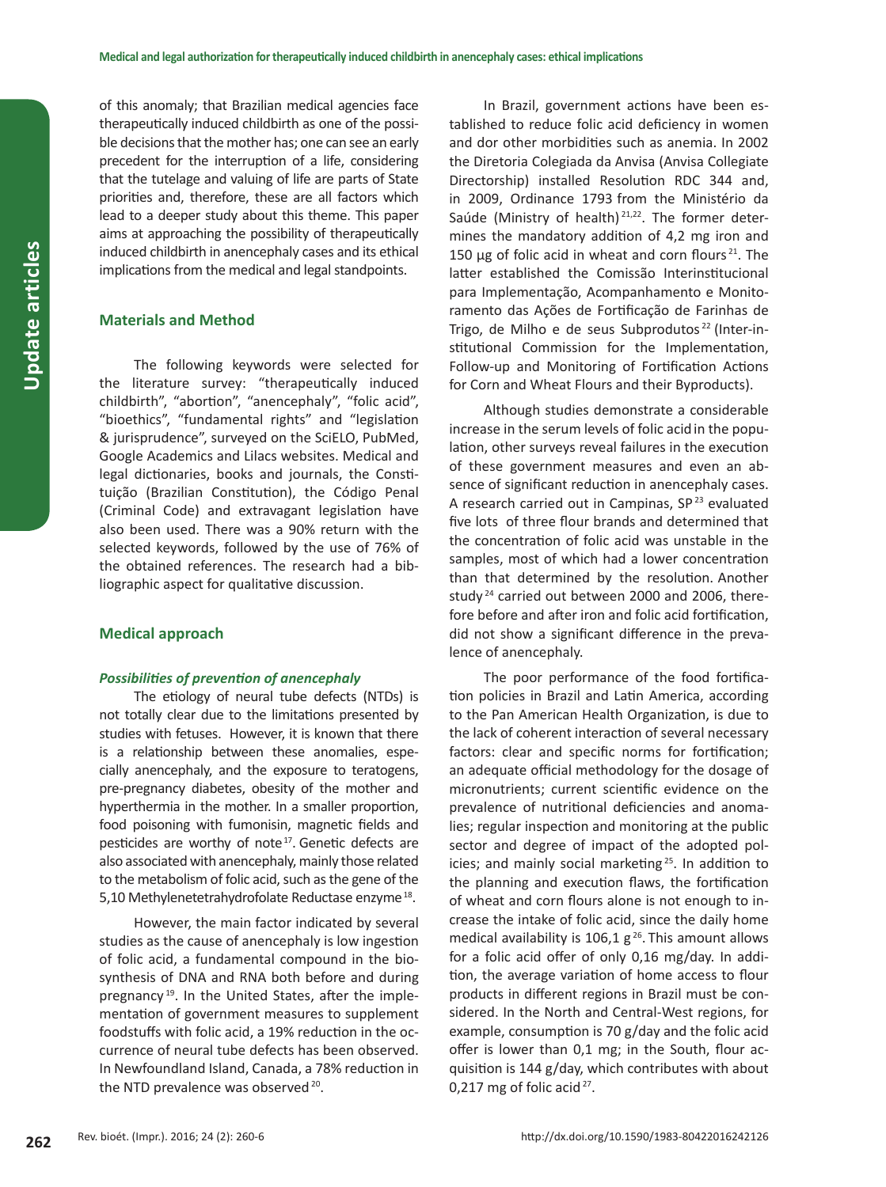of this anomaly; that Brazilian medical agencies face therapeutically induced childbirth as one of the possible decisions that the mother has; one can see an early precedent for the interruption of a life, considering that the tutelage and valuing of life are parts of State priorities and, therefore, these are all factors which lead to a deeper study about this theme. This paper aims at approaching the possibility of therapeutically induced childbirth in anencephaly cases and its ethical implications from the medical and legal standpoints.

## Materials and Method

The following keywords were selected for the literature survey: "therapeutically induced childbirth", "abortion", "anencephaly", "folic acid", "bioethics", "fundamental rights" and "legislation & jurisprudence", surveyed on the SciELO, PubMed, Google Academics and Lilacs websites. Medical and legal dictionaries, books and journals, the Constituição (Brazilian Constitution), the Código Penal (Criminal Code) and extravagant legislation have also been used. There was a 90% return with the selected keywords, followed by the use of 76% of the obtained references. The research had a bibliographic aspect for qualitative discussion.

## Medical approach

### *Possibilities of prevention of anencephaly*

The etiology of neural tube defects (NTDs) is not totally clear due to the limitations presented by studies with fetuses. However, it is known that there is a relationship between these anomalies, especially anencephaly, and the exposure to teratogens, pre-pregnancy diabetes, obesity of the mother and hyperthermia in the mother. In a smaller proportion, food poisoning with fumonisin, magnetic fields and pesticides are worthy of note [17]. Genetic defects are also associated with anencephaly, mainly those related to the metabolism of folic acid, such as the gene of the 5,10 Methylenetetrahydrofolate Reductase enzyme [18].

However, the main factor indicated by several studies as the cause of anencephaly is low ingestion of folic acid, a fundamental compound in the biosynthesis of DNA and RNA both before and during pregnancy [19]. In the United States, after the implementation of government measures to supplement foodstuffs with folic acid, a 19% reduction in the occurrence of neural tube defects has been observed. In Newfoundland Island, Canada, a 78% reduction in the NTD prevalence was observed [20].

In Brazil, government actions have been established to reduce folic acid deficiency in women and dor other morbidities such as anemia. In 2002 the Diretoria Colegiada da Anvisa (Anvisa Collegiate Directorship) installed Resolution RDC 344 and, in 2009, Ordinance 1793 from the Ministério da Saúde (Ministry of health) [21,22]. The former determines the mandatory addition of 4,2 mg iron and 150 µg of folic acid in wheat and corn flours [21]. The latter established the Comissão Interinstitucional para Implementação, Acompanhamento e Monitoramento das Ações de Fortificação de Farinhas de Trigo, de Milho e de seus Subprodutos [22] (Inter-institutional Commission for the Implementation, Follow-up and Monitoring of Fortification Actions for Corn and Wheat Flours and their Byproducts).

Although studies demonstrate a considerable increase in the serum levels of folic acid in the population, other surveys reveal failures in the execution of these government measures and even an absence of significant reduction in anencephaly cases. A research carried out in Campinas, SP [23] evaluated five lots of three flour brands and determined that the concentration of folic acid was unstable in the samples, most of which had a lower concentration than that determined by the resolution. Another study [24] carried out between 2000 and 2006, therefore before and after iron and folic acid fortification, did not show a significant difference in the prevalence of anencephaly.

The poor performance of the food fortification policies in Brazil and Latin America, according to the Pan American Health Organization, is due to the lack of coherent interaction of several necessary factors: clear and specific norms for fortification; an adequate official methodology for the dosage of micronutrients; current scientific evidence on the prevalence of nutritional deficiencies and anomalies; regular inspection and monitoring at the public sector and degree of impact of the adopted policies; and mainly social marketing [25]. In addition to the planning and execution flaws, the fortification of wheat and corn flours alone is not enough to increase the intake of folic acid, since the daily home medical availability is 106,1 g [26]. This amount allows for a folic acid offer of only 0,16 mg/day. In addition, the average variation of home access to flour products in different regions in Brazil must be considered. In the North and Central-West regions, for example, consumption is 70 g/day and the folic acid offer is lower than 0,1 mg; in the South, flour acquisition is 144 g/day, which contributes with about 0,217 mg of folic acid [27].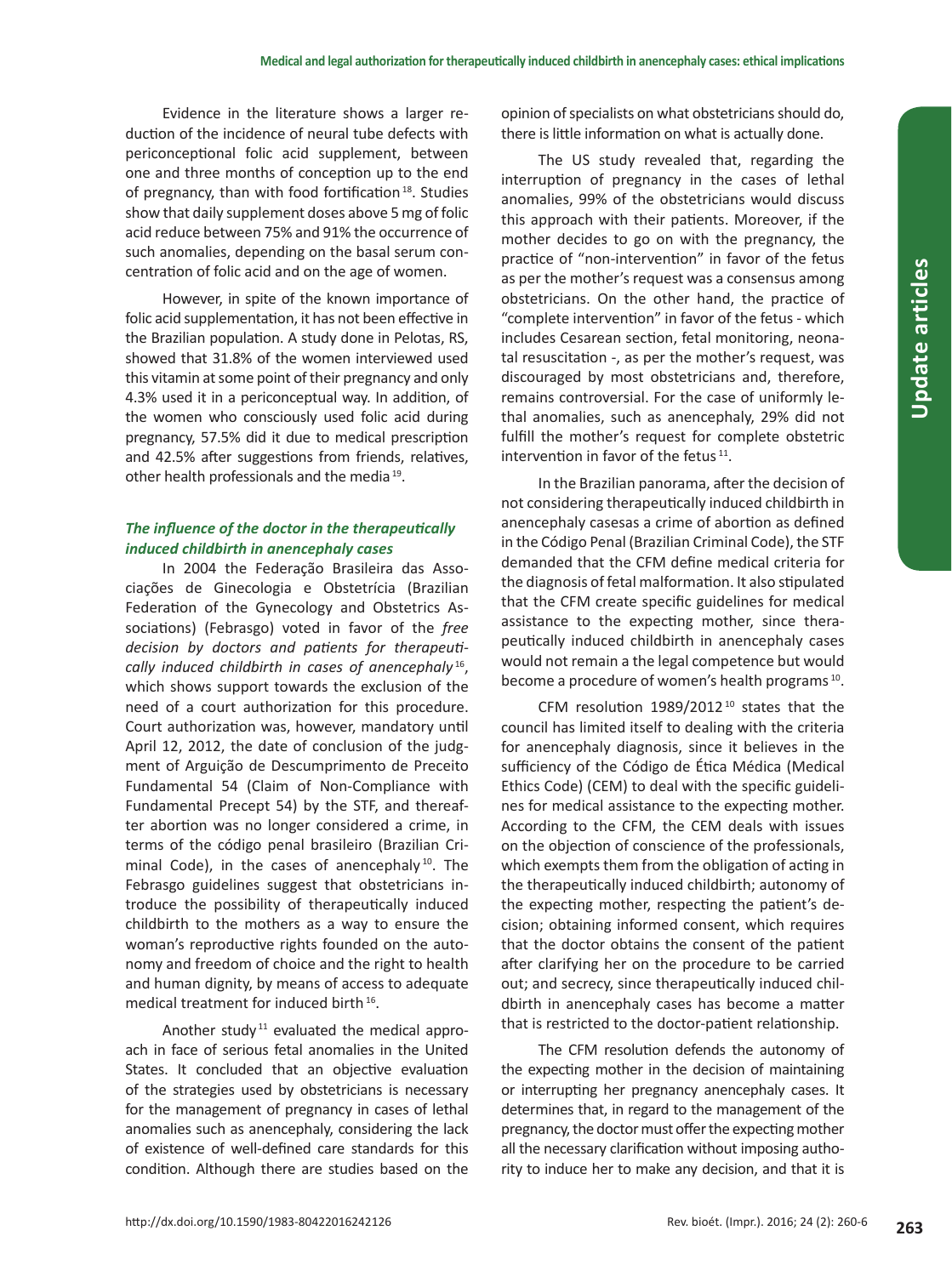Evidence in the literature shows a larger reduction of the incidence of neural tube defects with periconceptional folic acid supplement, between one and three months of conception up to the end of pregnancy, than with food fortification [18]. Studies show that daily supplement doses above 5 mg of folic acid reduce between 75% and 91% the occurrence of such anomalies, depending on the basal serum concentration of folic acid and on the age of women.

However, in spite of the known importance of folic acid supplementation, it has not been effective in the Brazilian population. A study done in Pelotas, RS, showed that 31.8% of the women interviewed used this vitamin at some point of their pregnancy and only 4.3% used it in a periconceptual way. In addition, of the women who consciously used folic acid during pregnancy, 57.5% did it due to medical prescription and 42.5% after suggestions from friends, relatives, other health professionals and the media [19].

### *The influence of the doctor in the therapeutically induced childbirth in anencephaly cases*

In 2004 the Federação Brasileira das Associações de Ginecologia e Obstetrícia (Brazilian Federation of the Gynecology and Obstetrics Associations) (Febrasgo) voted in favor of the *free decision by doctors and patients for therapeutically induced childbirth in cases of anencephaly* [16], which shows support towards the exclusion of the need of a court authorization for this procedure. Court authorization was, however, mandatory until April 12, 2012, the date of conclusion of the judgment of Arguição de Descumprimento de Preceito Fundamental 54 (Claim of Non-Compliance with Fundamental Precept 54) by the STF, and thereafter abortion was no longer considered a crime, in terms of the código penal brasileiro (Brazilian Criminal Code), in the cases of anencephaly [10]. The Febrasgo guidelines suggest that obstetricians introduce the possibility of therapeutically induced childbirth to the mothers as a way to ensure the woman's reproductive rights founded on the autonomy and freedom of choice and the right to health and human dignity, by means of access to adequate medical treatment for induced birth [16].

Another study [11] evaluated the medical approach in face of serious fetal anomalies in the United States. It concluded that an objective evaluation of the strategies used by obstetricians is necessary for the management of pregnancy in cases of lethal anomalies such as anencephaly, considering the lack of existence of well-defined care standards for this condition. Although there are studies based on the opinion of specialists on what obstetricians should do, there is little information on what is actually done.

The US study revealed that, regarding the interruption of pregnancy in the cases of lethal anomalies, 99% of the obstetricians would discuss this approach with their patients. Moreover, if the mother decides to go on with the pregnancy, the practice of "non-intervention" in favor of the fetus as per the mother's request was a consensus among obstetricians. On the other hand, the practice of "complete intervention" in favor of the fetus - which includes Cesarean section, fetal monitoring, neonatal resuscitation -, as per the mother's request, was discouraged by most obstetricians and, therefore, remains controversial. For the case of uniformly lethal anomalies, such as anencephaly, 29% did not fulfill the mother's request for complete obstetric intervention in favor of the fetus [11].

In the Brazilian panorama, after the decision of not considering therapeutically induced childbirth in anencephaly casesas a crime of abortion as defined in the Código Penal (Brazilian Criminal Code), the STF demanded that the CFM define medical criteria for the diagnosis of fetal malformation. It also stipulated that the CFM create specific guidelines for medical assistance to the expecting mother, since therapeutically induced childbirth in anencephaly cases would not remain a the legal competence but would become a procedure of women's health programs [10].

CFM resolution 1989/2012 [10] states that the council has limited itself to dealing with the criteria for anencephaly diagnosis, since it believes in the sufficiency of the Código de Ética Médica (Medical Ethics Code) (CEM) to deal with the specific guidelines for medical assistance to the expecting mother. According to the CFM, the CEM deals with issues on the objection of conscience of the professionals, which exempts them from the obligation of acting in the therapeutically induced childbirth; autonomy of the expecting mother, respecting the patient's decision; obtaining informed consent, which requires that the doctor obtains the consent of the patient after clarifying her on the procedure to be carried out; and secrecy, since therapeutically induced childbirth in anencephaly cases has become a matter that is restricted to the doctor-patient relationship.

The CFM resolution defends the autonomy of the expecting mother in the decision of maintaining or interrupting her pregnancy anencephaly cases. It determines that, in regard to the management of the pregnancy, the doctor must offer the expecting mother all the necessary clarification without imposing authority to induce her to make any decision, and that it is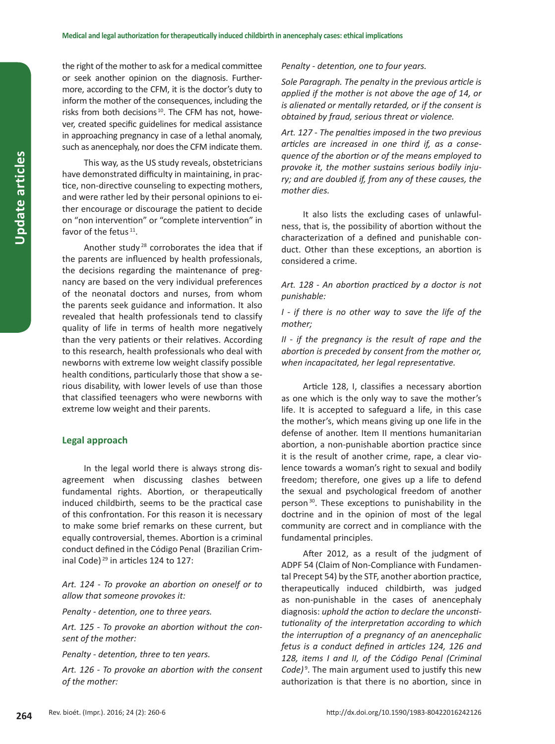the right of the mother to ask for a medical committee or seek another opinion on the diagnosis. Furthermore, according to the CFM, it is the doctor's duty to inform the mother of the consequences, including the risks from both decisions [10]. The CFM has not, however, created specific guidelines for medical assistance in approaching pregnancy in case of a lethal anomaly, such as anencephaly, nor does the CFM indicate them.

This way, as the US study reveals, obstetricians have demonstrated difficulty in maintaining, in practice, non-directive counseling to expecting mothers, and were rather led by their personal opinions to either encourage or discourage the patient to decide on "non intervention" or "complete intervention" in favor of the fetus [11].

Another study [28] corroborates the idea that if the parents are influenced by health professionals, the decisions regarding the maintenance of pregnancy are based on the very individual preferences of the neonatal doctors and nurses, from whom the parents seek guidance and information. It also revealed that health professionals tend to classify quality of life in terms of health more negatively than the very patients or their relatives. According to this research, health professionals who deal with newborns with extreme low weight classify possible health conditions, particularly those that show a serious disability, with lower levels of use than those that classified teenagers who were newborns with extreme low weight and their parents.

## Legal approach

In the legal world there is always strong disagreement when discussing clashes between fundamental rights. Abortion, or therapeutically induced childbirth, seems to be the practical case of this confrontation. For this reason it is necessary to make some brief remarks on these current, but equally controversial, themes. Abortion is a criminal conduct defined in the Código Penal (Brazilian Criminal Code) [29] in articles 124 to 127:

*Art. 124 - To provoke an abortion on oneself or to allow that someone provokes it:*

*Penalty - detention, one to three years.*

*Art. 125 - To provoke an abortion without the consent of the mother:*

*Penalty - detention, three to ten years.*

*Art. 126 - To provoke an abortion with the consent of the mother:*

*Penalty - detention, one to four years.*

*Sole Paragraph. The penalty in the previous article is applied if the mother is not above the age of 14, or is alienated or mentally retarded, or if the consent is obtained by fraud, serious threat or violence.*

*Art. 127 - The penalties imposed in the two previous articles are increased in one third if, as a consequence of the abortion or of the means employed to provoke it, the mother sustains serious bodily injury; and are doubled if, from any of these causes, the mother dies.*

It also lists the excluding cases of unlawfulness, that is, the possibility of abortion without the characterization of a defined and punishable conduct. Other than these exceptions, an abortion is considered a crime.

*Art. 128 - An abortion practiced by a doctor is not punishable:*

*I - if there is no other way to save the life of the mother;*

*II - if the pregnancy is the result of rape and the abortion is preceded by consent from the mother or, when incapacitated, her legal representative.*

Article 128, I, classifies a necessary abortion as one which is the only way to save the mother's life. It is accepted to safeguard a life, in this case the mother's, which means giving up one life in the defense of another. Item II mentions humanitarian abortion, a non-punishable abortion practice since it is the result of another crime, rape, a clear violence towards a woman's right to sexual and bodily freedom; therefore, one gives up a life to defend the sexual and psychological freedom of another person [30]. These exceptions to punishability in the doctrine and in the opinion of most of the legal community are correct and in compliance with the fundamental principles.

After 2012, as a result of the judgment of ADPF 54 (Claim of Non-Compliance with Fundamental Precept 54) by the STF, another abortion practice, therapeutically induced childbirth, was judged as non-punishable in the cases of anencephaly diagnosis: *uphold the action to declare the unconstitutionality of the interpretation according to which the interruption of a pregnancy of an anencephalic fetus is a conduct defined in articles 124, 126 and 128, items I and II, of the Código Penal (Criminal Code)* [9]. The main argument used to justify this new authorization is that there is no abortion, since in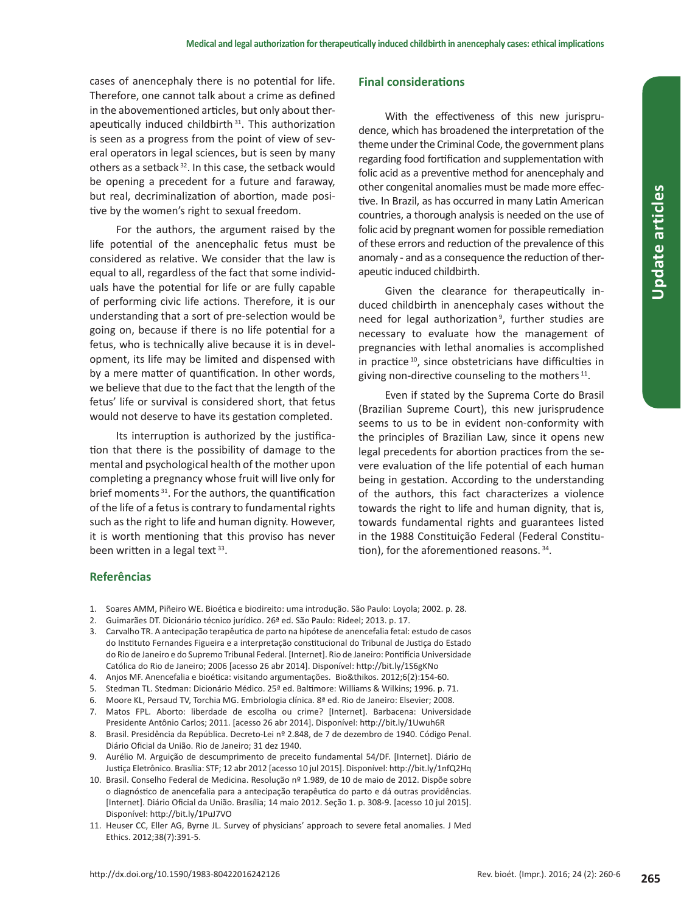cases of anencephaly there is no potential for life. Therefore, one cannot talk about a crime as defined in the abovementioned articles, but only about therapeutically induced childbirth [31]. This authorization is seen as a progress from the point of view of several operators in legal sciences, but is seen by many others as a setback [32]. In this case, the setback would be opening a precedent for a future and faraway, but real, decriminalization of abortion, made positive by the women's right to sexual freedom.

For the authors, the argument raised by the life potential of the anencephalic fetus must be considered as relative. We consider that the law is equal to all, regardless of the fact that some individuals have the potential for life or are fully capable of performing civic life actions. Therefore, it is our understanding that a sort of pre-selection would be going on, because if there is no life potential for a fetus, who is technically alive because it is in development, its life may be limited and dispensed with by a mere matter of quantification. In other words, we believe that due to the fact that the length of the fetus' life or survival is considered short, that fetus would not deserve to have its gestation completed.

Its interruption is authorized by the justification that there is the possibility of damage to the mental and psychological health of the mother upon completing a pregnancy whose fruit will live only for brief moments [31]. For the authors, the quantification of the life of a fetus is contrary to fundamental rights such as the right to life and human dignity. However, it is worth mentioning that this proviso has never been written in a legal text [33].

## Final considerations

With the effectiveness of this new jurisprudence, which has broadened the interpretation of the theme under the Criminal Code, the government plans regarding food fortification and supplementation with folic acid as a preventive method for anencephaly and other congenital anomalies must be made more effective. In Brazil, as has occurred in many Latin American countries, a thorough analysis is needed on the use of folic acid by pregnant women for possible remediation of these errors and reduction of the prevalence of this anomaly - and as a consequence the reduction of therapeutic induced childbirth.

Given the clearance for therapeutically induced childbirth in anencephaly cases without the need for legal authorization [9], further studies are necessary to evaluate how the management of pregnancies with lethal anomalies is accomplished in practice [10], since obstetricians have difficulties in giving non-directive counseling to the mothers [11].

Even if stated by the Suprema Corte do Brasil (Brazilian Supreme Court), this new jurisprudence seems to us to be in evident non-conformity with the principles of Brazilian Law, since it opens new legal precedents for abortion practices from the severe evaluation of the life potential of each human being in gestation. According to the understanding of the authors, this fact characterizes a violence towards the right to life and human dignity, that is, towards fundamental rights and guarantees listed in the 1988 Constituição Federal (Federal Constitution), for the aforementioned reasons. [34].

## Referências

1. Soares AMM, Piñeiro WE. Bioética e biodireito: uma introdução. São Paulo: Loyola; 2002. p. 28.
2. Guimarães DT. Dicionário técnico jurídico. 26ª ed. São Paulo: Rideel; 2013. p. 17.
3. Carvalho TR. A antecipação terapêutica de parto na hipótese de anencefalia fetal: estudo de casos do Instituto Fernandes Figueira e a interpretação constitucional do Tribunal de Justiça do Estado do Rio de Janeiro e do Supremo Tribunal Federal. [Internet]. Rio de Janeiro: Pontifícia Universidade Católica do Rio de Janeiro; 2006 [acesso 26 abr 2014]. Disponível: http://bit.ly/1S6gKNo
4. Anjos MF. Anencefalia e bioética: visitando argumentações. Bio&thikos. 2012;6(2):154-60.
5. Stedman TL. Stedman: Dicionário Médico. 25ª ed. Baltimore: Williams & Wilkins; 1996. p. 71.
6. Moore KL, Persaud TV, Torchia MG. Embriologia clínica. 8ª ed. Rio de Janeiro: Elsevier; 2008.
7. Matos FPL. Aborto: liberdade de escolha ou crime? [Internet]. Barbacena: Universidade Presidente Antônio Carlos; 2011. [acesso 26 abr 2014]. Disponível: http://bit.ly/1Uwuh6R
8. Brasil. Presidência da República. Decreto-Lei nº 2.848, de 7 de dezembro de 1940. Código Penal. Diário Oficial da União. Rio de Janeiro; 31 dez 1940.
9. Aurélio M. Arguição de descumprimento de preceito fundamental 54/DF. [Internet]. Diário de Justiça Eletrônico. Brasília: STF; 12 abr 2012 [acesso 10 jul 2015]. Disponível: http://bit.ly/1nfQ2Hq
10. Brasil. Conselho Federal de Medicina. Resolução nº 1.989, de 10 de maio de 2012. Dispõe sobre o diagnóstico de anencefalia para a antecipação terapêutica do parto e dá outras providências. [Internet]. Diário Oficial da União. Brasília; 14 maio 2012. Seção 1. p. 308-9. [acesso 10 jul 2015]. Disponível: http://bit.ly/1PuJ7VO
11. Heuser CC, Eller AG, Byrne JL. Survey of physicians' approach to severe fetal anomalies. J Med Ethics. 2012;38(7):391-5.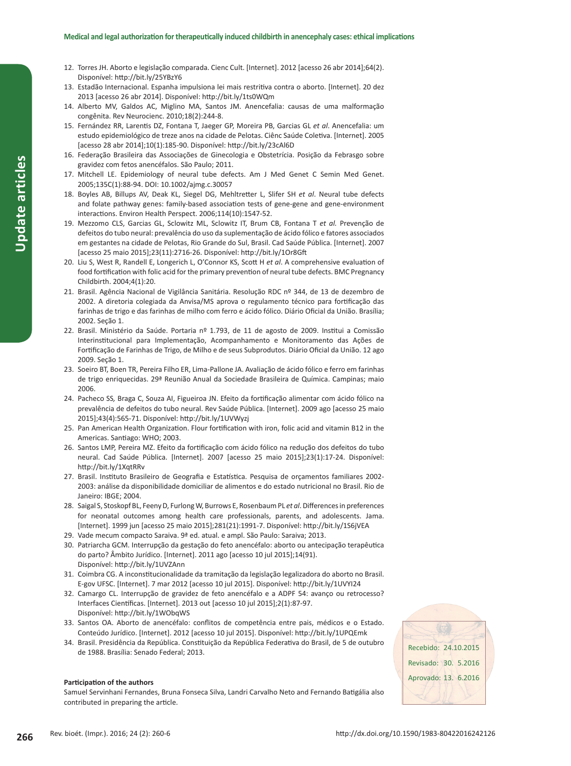12. Torres JH. Aborto e legislação comparada. Cienc Cult. [Internet]. 2012 [acesso 26 abr 2014];64(2). Disponível: http://bit.ly/25YBzY6
13. Estadão Internacional. Espanha impulsiona lei mais restritiva contra o aborto. [Internet]. 20 dez 2013 [acesso 26 abr 2014]. Disponível: http://bit.ly/1ts0WQm
14. Alberto MV, Galdos AC, Miglino MA, Santos JM. Anencefalia: causas de uma malformação congênita. Rev Neurocienc. 2010;18(2):244-8.
15. Fernández RR, Larentis DZ, Fontana T, Jaeger GP, Moreira PB, Garcias GL *et al*. Anencefalia: um estudo epidemiológico de treze anos na cidade de Pelotas. Ciênc Saúde Coletiva. [Internet]. 2005 [acesso 28 abr 2014];10(1):185-90. Disponível: http://bit.ly/23cAl6D
16. Federação Brasileira das Associações de Ginecologia e Obstetrícia. Posição da Febrasgo sobre gravidez com fetos anencéfalos. São Paulo; 2011.
17. Mitchell LE. Epidemiology of neural tube defects. Am J Med Genet C Semin Med Genet. 2005;135C(1):88-94. DOI: 10.1002/ajmg.c.30057
18. Boyles AB, Billups AV, Deak KL, Siegel DG, Mehltretter L, Slifer SH *et al*. Neural tube defects and folate pathway genes: family-based association tests of gene-gene and gene-environment interactions. Environ Health Perspect. 2006;114(10):1547-52.
19. Mezzomo CLS, Garcias GL, Sclowitz ML, Sclowitz IT, Brum CB, Fontana T *et al.* Prevenção de defeitos do tubo neural: prevalência do uso da suplementação de ácido fólico e fatores associados em gestantes na cidade de Pelotas, Rio Grande do Sul, Brasil. Cad Saúde Pública. [Internet]. 2007 [acesso 25 maio 2015];23(11):2716-26. Disponível: http://bit.ly/1Or8Gft
20. Liu S, West R, Randell E, Longerich L, O'Connor KS, Scott H *et al*. A comprehensive evaluation of food fortification with folic acid for the primary prevention of neural tube defects. BMC Pregnancy Childbirth. 2004;4(1):20.
21. Brasil. Agência Nacional de Vigilância Sanitária. Resolução RDC nº 344, de 13 de dezembro de 2002. A diretoria colegiada da Anvisa/MS aprova o regulamento técnico para fortificação das farinhas de trigo e das farinhas de milho com ferro e ácido fólico. Diário Oficial da União. Brasília; 2002. Seção 1.
22. Brasil. Ministério da Saúde. Portaria nº 1.793, de 11 de agosto de 2009. Institui a Comissão Interinstitucional para Implementação, Acompanhamento e Monitoramento das Ações de Fortificação de Farinhas de Trigo, de Milho e de seus Subprodutos. Diário Oficial da União. 12 ago 2009. Seção 1.
23. Soeiro BT, Boen TR, Pereira Filho ER, Lima-Pallone JA. Avaliação de ácido fólico e ferro em farinhas de trigo enriquecidas. 29ª Reunião Anual da Sociedade Brasileira de Química. Campinas; maio 2006.
24. Pacheco SS, Braga C, Souza AI, Figueiroa JN. Efeito da fortificação alimentar com ácido fólico na prevalência de defeitos do tubo neural. Rev Saúde Pública. [Internet]. 2009 ago [acesso 25 maio 2015];43(4):565-71. Disponível: http://bit.ly/1UVWyzj
25. Pan American Health Organization. Flour fortification with iron, folic acid and vitamin B12 in the Americas. Santiago: WHO; 2003.
26. Santos LMP, Pereira MZ. Efeito da fortificação com ácido fólico na redução dos defeitos do tubo neural. Cad Saúde Pública. [Internet]. 2007 [acesso 25 maio 2015];23(1):17-24. Disponível: http://bit.ly/1XqtRRv
27. Brasil. Instituto Brasileiro de Geografia e Estatística. Pesquisa de orçamentos familiares 2002-2003: análise da disponibilidade domiciliar de alimentos e do estado nutricional no Brasil. Rio de Janeiro: IBGE; 2004.
28. Saigal S, Stoskopf BL, Feeny D, Furlong W, Burrows E, Rosenbaum PL *et al*. Differences in preferences for neonatal outcomes among health care professionals, parents, and adolescents. Jama. [Internet]. 1999 jun [acesso 25 maio 2015];281(21):1991-7. Disponível: http://bit.ly/1S6jVEA
29. Vade mecum compacto Saraiva. 9ª ed. atual. e ampl. São Paulo: Saraiva; 2013.
30. Patriarcha GCM. Interrupção da gestação do feto anencéfalo: aborto ou antecipação terapêutica do parto? Âmbito Jurídico. [Internet]. 2011 ago [acesso 10 jul 2015];14(91). Disponível: http://bit.ly/1UVZAnn
31. Coimbra CG. A inconstitucionalidade da tramitação da legislação legalizadora do aborto no Brasil. E-gov UFSC. [Internet]. 7 mar 2012 [acesso 10 jul 2015]. Disponível: http://bit.ly/1UVYI24
32. Camargo CL. Interrupção de gravidez de feto anencéfalo e a ADPF 54: avanço ou retrocesso? Interfaces Científicas. [Internet]. 2013 out [acesso 10 jul 2015];2(1):87-97. Disponível: http://bit.ly/1WObqWS
33. Santos OA. Aborto de anencéfalo: conflitos de competência entre pais, médicos e o Estado. Conteúdo Jurídico. [Internet]. 2012 [acesso 10 jul 2015]. Disponível: http://bit.ly/1UPQEmk
34. Brasil. Presidência da República. Constituição da República Federativa do Brasil, de 5 de outubro de 1988. Brasília: Senado Federal; 2013.

**Participation of the authors**

Samuel Servinhani Fernandes, Bruna Fonseca Silva, Landri Carvalho Neto and Fernando Batigália also contributed in preparing the article.

Recebido: 24.10.2015
Revisado: 30. 5.2016
Aprovado: 13. 6.2016